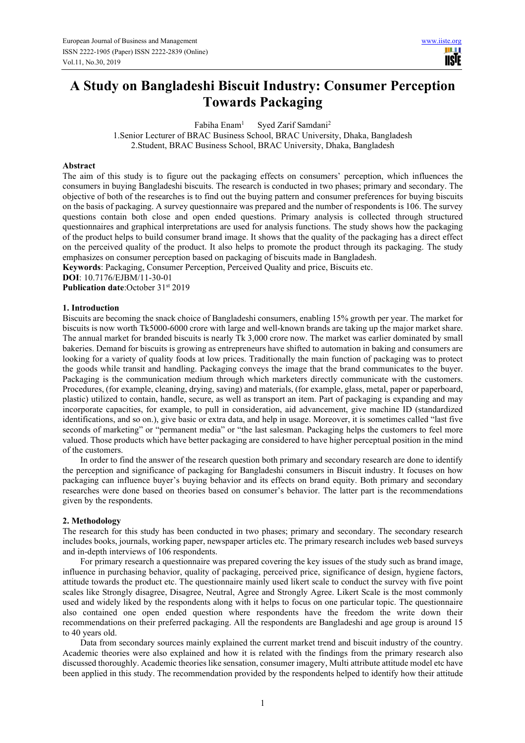# A Study on Bangladeshi Biscuit Industry: Consumer Perception Towards Packaging

Fabiha Enam[1] Syed Zarif Samdani[2]

1.Senior Lecturer of BRAC Business School, BRAC University, Dhaka, Bangladesh
2.Student, BRAC Business School, BRAC University, Dhaka, Bangladesh

## Abstract

The aim of this study is to figure out the packaging effects on consumers' perception, which influences the consumers in buying Bangladeshi biscuits. The research is conducted in two phases; primary and secondary. The objective of both of the researches is to find out the buying pattern and consumer preferences for buying biscuits on the basis of packaging. A survey questionnaire was prepared and the number of respondents is 106. The survey questions contain both close and open ended questions. Primary analysis is collected through structured questionnaires and graphical interpretations are used for analysis functions. The study shows how the packaging of the product helps to build consumer brand image. It shows that the quality of the packaging has a direct effect on the perceived quality of the product. It also helps to promote the product through its packaging. The study emphasizes on consumer perception based on packaging of biscuits made in Bangladesh.

**Keywords**: Packaging, Consumer Perception, Perceived Quality and price, Biscuits etc.

**DOI**: 10.7176/EJBM/11-30-01

**Publication date**:October 31st 2019

## 1. Introduction

Biscuits are becoming the snack choice of Bangladeshi consumers, enabling 15% growth per year. The market for biscuits is now worth Tk5000-6000 crore with large and well-known brands are taking up the major market share. The annual market for branded biscuits is nearly Tk 3,000 crore now. The market was earlier dominated by small bakeries. Demand for biscuits is growing as entrepreneurs have shifted to automation in baking and consumers are looking for a variety of quality foods at low prices. Traditionally the main function of packaging was to protect the goods while transit and handling. Packaging conveys the image that the brand communicates to the buyer. Packaging is the communication medium through which marketers directly communicate with the customers. Procedures, (for example, cleaning, drying, saving) and materials, (for example, glass, metal, paper or paperboard, plastic) utilized to contain, handle, secure, as well as transport an item. Part of packaging is expanding and may incorporate capacities, for example, to pull in consideration, aid advancement, give machine ID (standardized identifications, and so on.), give basic or extra data, and help in usage. Moreover, it is sometimes called "last five seconds of marketing" or "permanent media" or "the last salesman. Packaging helps the customers to feel more valued. Those products which have better packaging are considered to have higher perceptual position in the mind of the customers.

In order to find the answer of the research question both primary and secondary research are done to identify the perception and significance of packaging for Bangladeshi consumers in Biscuit industry. It focuses on how packaging can influence buyer's buying behavior and its effects on brand equity. Both primary and secondary researches were done based on theories based on consumer's behavior. The latter part is the recommendations given by the respondents.

## 2. Methodology

The research for this study has been conducted in two phases; primary and secondary. The secondary research includes books, journals, working paper, newspaper articles etc. The primary research includes web based surveys and in-depth interviews of 106 respondents.

For primary research a questionnaire was prepared covering the key issues of the study such as brand image, influence in purchasing behavior, quality of packaging, perceived price, significance of design, hygiene factors, attitude towards the product etc. The questionnaire mainly used likert scale to conduct the survey with five point scales like Strongly disagree, Disagree, Neutral, Agree and Strongly Agree. Likert Scale is the most commonly used and widely liked by the respondents along with it helps to focus on one particular topic. The questionnaire also contained one open ended question where respondents have the freedom the write down their recommendations on their preferred packaging. All the respondents are Bangladeshi and age group is around 15 to 40 years old.

Data from secondary sources mainly explained the current market trend and biscuit industry of the country. Academic theories were also explained and how it is related with the findings from the primary research also discussed thoroughly. Academic theories like sensation, consumer imagery, Multi attribute attitude model etc have been applied in this study. The recommendation provided by the respondents helped to identify how their attitude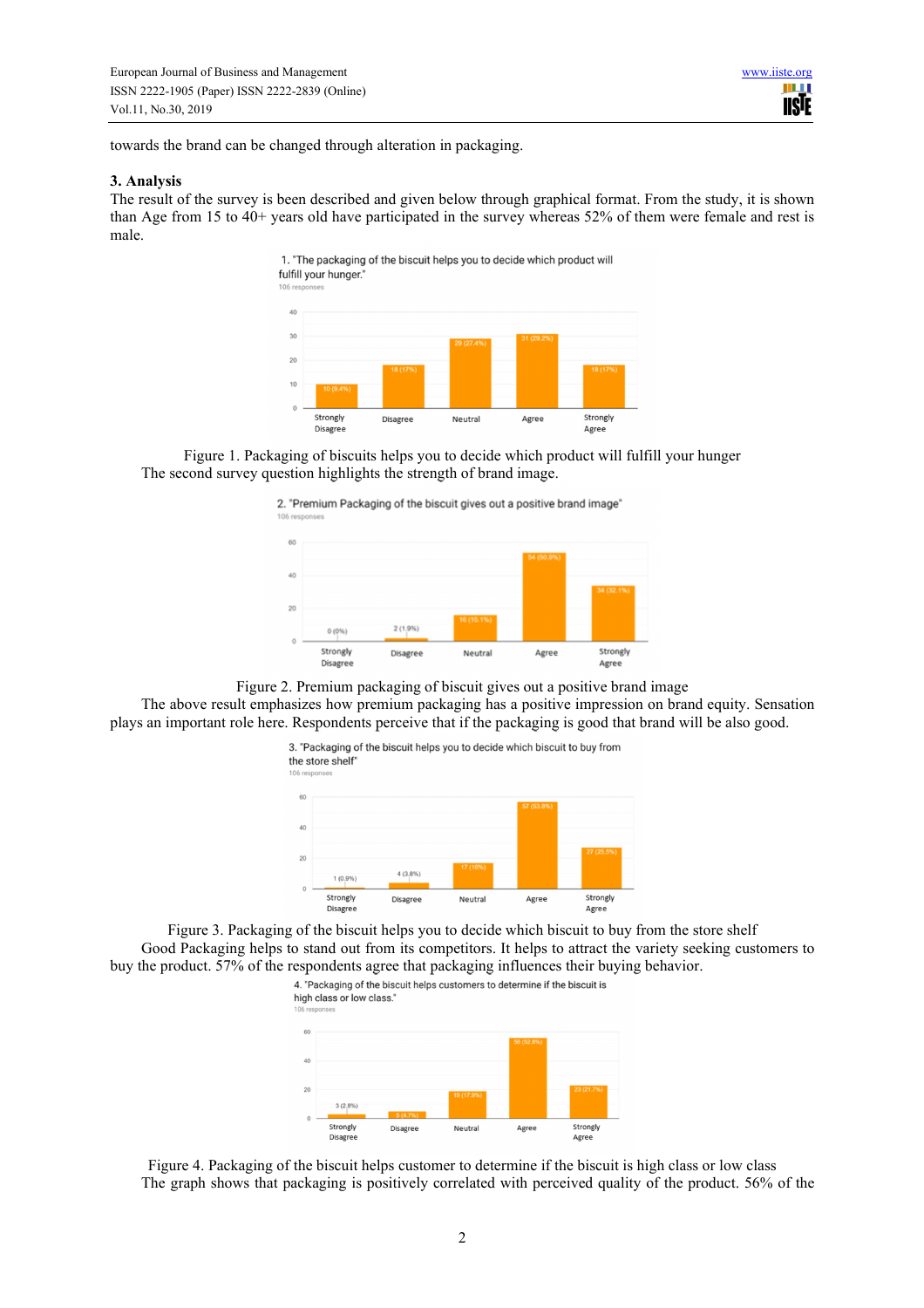towards the brand can be changed through alteration in packaging.

### 3. Analysis

The result of the survey is been described and given below through graphical format. From the study, it is shown than Age from 15 to 40+ years old have participated in the survey whereas 52% of them were female and rest is male.

Figure 1. Packaging of biscuits helps you to decide which product will fulfill your hunger

The second survey question highlights the strength of brand image.

Figure 2. Premium packaging of biscuit gives out a positive brand image

The above result emphasizes how premium packaging has a positive impression on brand equity. Sensation plays an important role here. Respondents perceive that if the packaging is good that brand will be also good.

Figure 3. Packaging of the biscuit helps you to decide which biscuit to buy from the store shelf

Good Packaging helps to stand out from its competitors. It helps to attract the variety seeking customers to buy the product. 57% of the respondents agree that packaging influences their buying behavior.

Figure 4. Packaging of the biscuit helps customer to determine if the biscuit is high class or low class

The graph shows that packaging is positively correlated with perceived quality of the product. 56% of the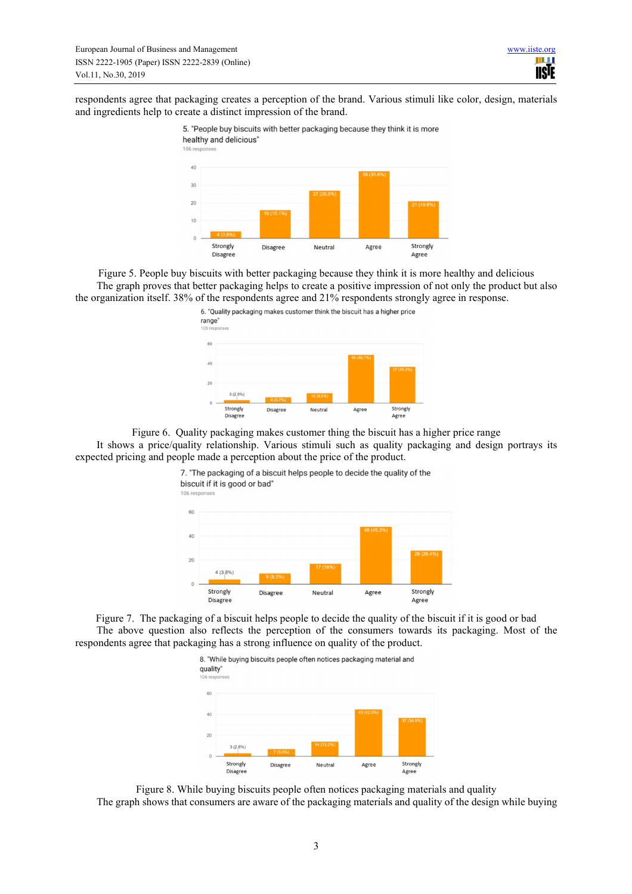respondents agree that packaging creates a perception of the brand. Various stimuli like color, design, materials and ingredients help to create a distinct impression of the brand.

Figure 5. People buy biscuits with better packaging because they think it is more healthy and delicious

The graph proves that better packaging helps to create a positive impression of not only the product but also the organization itself. 38% of the respondents agree and 21% respondents strongly agree in response.

Figure 6. Quality packaging makes customer thing the biscuit has a higher price range

It shows a price/quality relationship. Various stimuli such as quality packaging and design portrays its expected pricing and people made a perception about the price of the product.

Figure 7. The packaging of a biscuit helps people to decide the quality of the biscuit if it is good or bad

The above question also reflects the perception of the consumers towards its packaging. Most of the respondents agree that packaging has a strong influence on quality of the product.

Figure 8. While buying biscuits people often notices packaging materials and quality

The graph shows that consumers are aware of the packaging materials and quality of the design while buying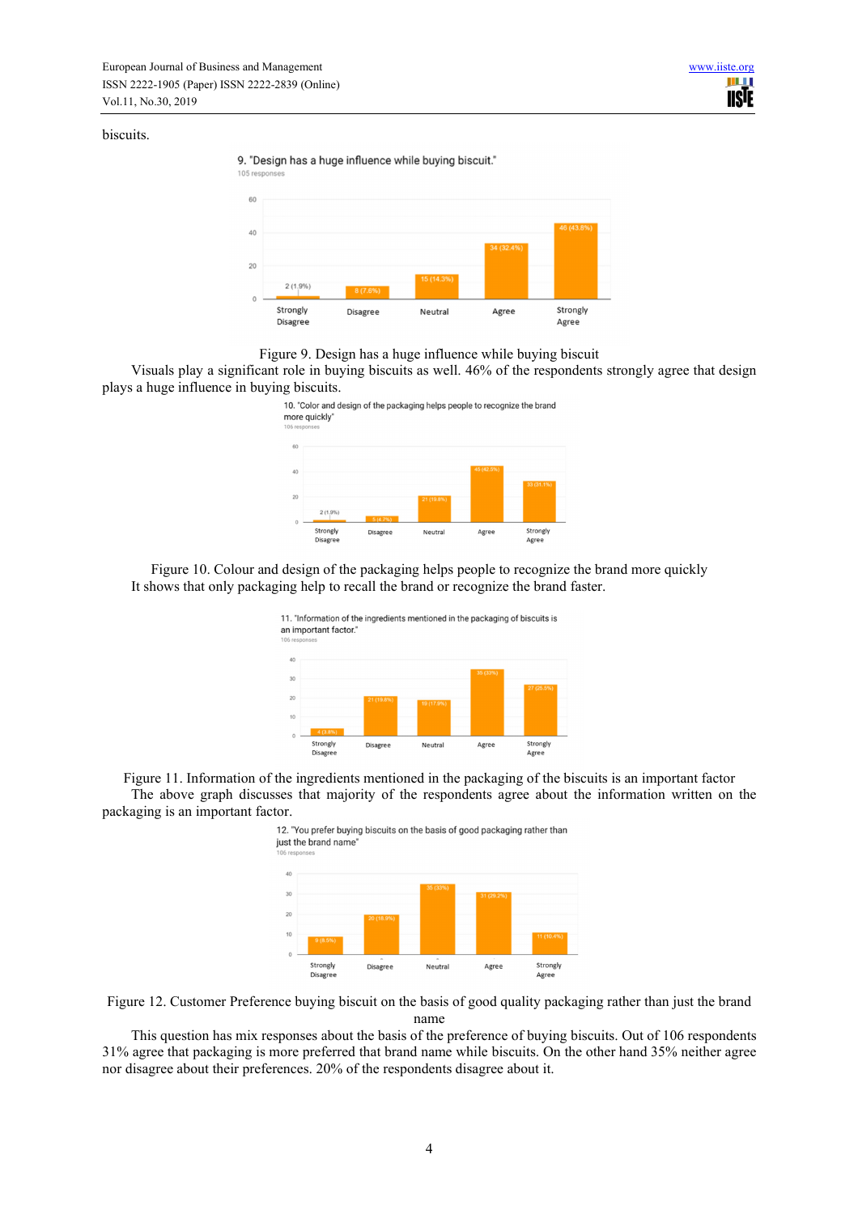biscuits.

Figure 9. Design has a huge influence while buying biscuit

Visuals play a significant role in buying biscuits as well. 46% of the respondents strongly agree that design plays a huge influence in buying biscuits.

Figure 10. Colour and design of the packaging helps people to recognize the brand more quickly

It shows that only packaging help to recall the brand or recognize the brand faster.

Figure 11. Information of the ingredients mentioned in the packaging of the biscuits is an important factor

The above graph discusses that majority of the respondents agree about the information written on the packaging is an important factor.

Figure 12. Customer Preference buying biscuit on the basis of good quality packaging rather than just the brand name

This question has mix responses about the basis of the preference of buying biscuits. Out of 106 respondents 31% agree that packaging is more preferred that brand name while biscuits. On the other hand 35% neither agree nor disagree about their preferences. 20% of the respondents disagree about it.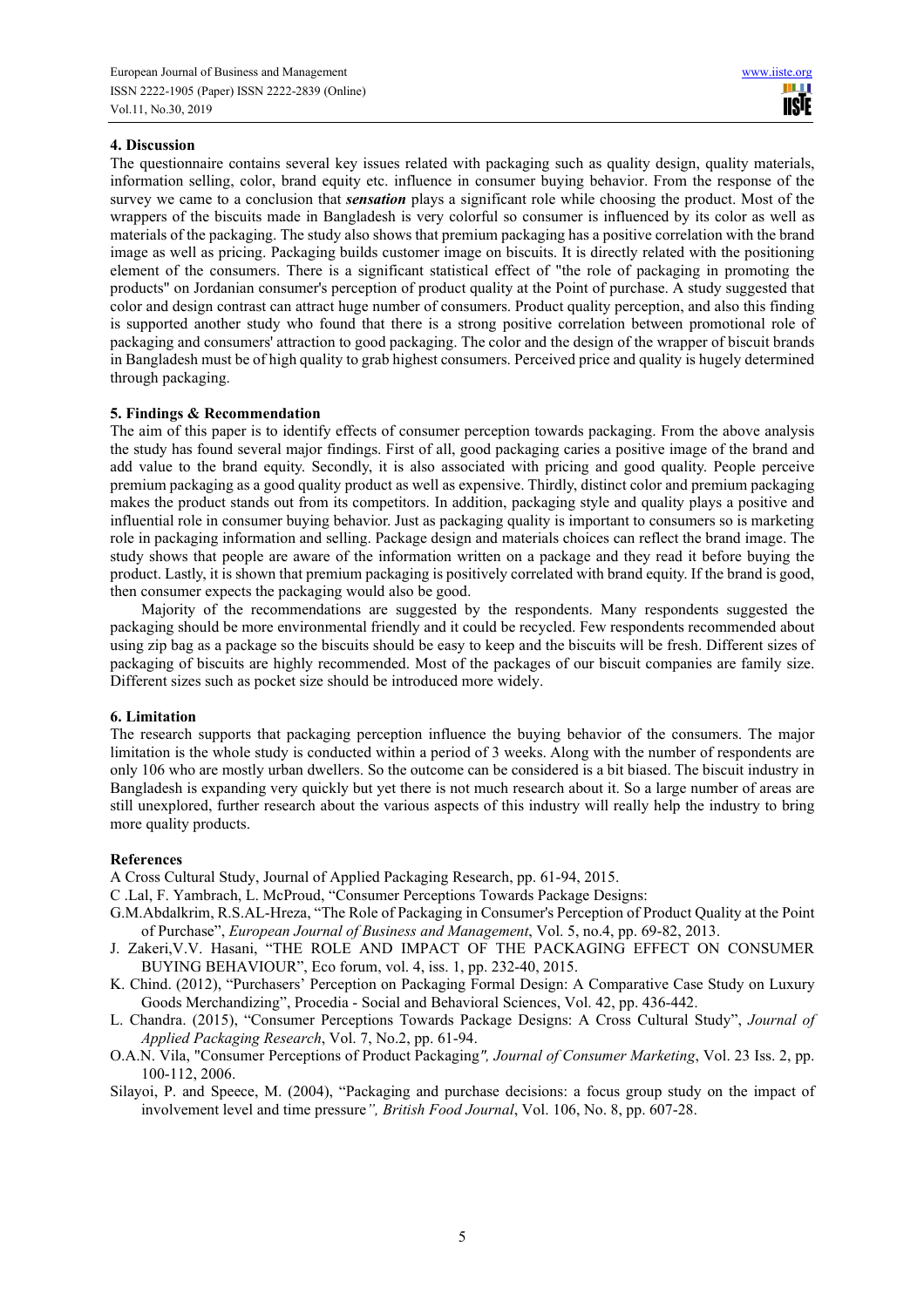## 4. Discussion

The questionnaire contains several key issues related with packaging such as quality design, quality materials, information selling, color, brand equity etc. influence in consumer buying behavior. From the response of the survey we came to a conclusion that ***sensation*** plays a significant role while choosing the product. Most of the wrappers of the biscuits made in Bangladesh is very colorful so consumer is influenced by its color as well as materials of the packaging. The study also shows that premium packaging has a positive correlation with the brand image as well as pricing. Packaging builds customer image on biscuits. It is directly related with the positioning element of the consumers. There is a significant statistical effect of "the role of packaging in promoting the products" on Jordanian consumer's perception of product quality at the Point of purchase. A study suggested that color and design contrast can attract huge number of consumers. Product quality perception, and also this finding is supported another study who found that there is a strong positive correlation between promotional role of packaging and consumers' attraction to good packaging. The color and the design of the wrapper of biscuit brands in Bangladesh must be of high quality to grab highest consumers. Perceived price and quality is hugely determined through packaging.

## 5. Findings & Recommendation

The aim of this paper is to identify effects of consumer perception towards packaging. From the above analysis the study has found several major findings. First of all, good packaging caries a positive image of the brand and add value to the brand equity. Secondly, it is also associated with pricing and good quality. People perceive premium packaging as a good quality product as well as expensive. Thirdly, distinct color and premium packaging makes the product stands out from its competitors. In addition, packaging style and quality plays a positive and influential role in consumer buying behavior. Just as packaging quality is important to consumers so is marketing role in packaging information and selling. Package design and materials choices can reflect the brand image. The study shows that people are aware of the information written on a package and they read it before buying the product. Lastly, it is shown that premium packaging is positively correlated with brand equity. If the brand is good, then consumer expects the packaging would also be good.

Majority of the recommendations are suggested by the respondents. Many respondents suggested the packaging should be more environmental friendly and it could be recycled. Few respondents recommended about using zip bag as a package so the biscuits should be easy to keep and the biscuits will be fresh. Different sizes of packaging of biscuits are highly recommended. Most of the packages of our biscuit companies are family size. Different sizes such as pocket size should be introduced more widely.

## 6. Limitation

The research supports that packaging perception influence the buying behavior of the consumers. The major limitation is the whole study is conducted within a period of 3 weeks. Along with the number of respondents are only 106 who are mostly urban dwellers. So the outcome can be considered is a bit biased. The biscuit industry in Bangladesh is expanding very quickly but yet there is not much research about it. So a large number of areas are still unexplored, further research about the various aspects of this industry will really help the industry to bring more quality products.

## References

A Cross Cultural Study, Journal of Applied Packaging Research, pp. 61-94, 2015.

C .Lal, F. Yambrach, L. McProud, "Consumer Perceptions Towards Package Designs:

G.M.Abdalkrim, R.S.AL-Hreza, "The Role of Packaging in Consumer's Perception of Product Quality at the Point of Purchase", *European Journal of Business and Management*, Vol. 5, no.4, pp. 69-82, 2013.

J. Zakeri,V.V. Hasani, "THE ROLE AND IMPACT OF THE PACKAGING EFFECT ON CONSUMER BUYING BEHAVIOUR", Eco forum, vol. 4, iss. 1, pp. 232-40, 2015.

K. Chind. (2012), "Purchasers' Perception on Packaging Formal Design: A Comparative Case Study on Luxury Goods Merchandizing", Procedia - Social and Behavioral Sciences, Vol. 42, pp. 436-442.

L. Chandra. (2015), "Consumer Perceptions Towards Package Designs: A Cross Cultural Study", *Journal of Applied Packaging Research*, Vol. 7, No.2, pp. 61-94.

O.A.N. Vila, "Consumer Perceptions of Product Packaging*", Journal of Consumer Marketing*, Vol. 23 Iss. 2, pp. 100-112, 2006.

Silayoi, P. and Speece, M. (2004), "Packaging and purchase decisions: a focus group study on the impact of involvement level and time pressure*", British Food Journal*, Vol. 106, No. 8, pp. 607-28.